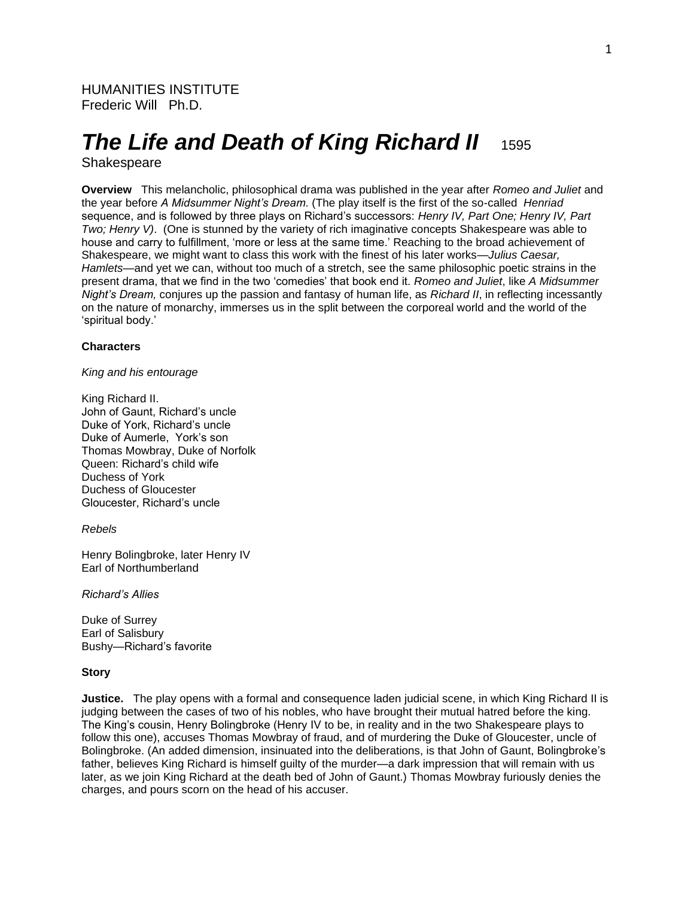HUMANITIES INSTITUTE
Frederic Will Ph.D.

# *The Life and Death of King Richard II* 1595

Shakespeare

**Overview** This melancholic, philosophical drama was published in the year after *Romeo and Juliet* and the year before *A Midsummer Night's Dream.* (The play itself is the first of the so-called *Henriad* sequence, and is followed by three plays on Richard's successors: *Henry IV, Part One; Henry IV, Part Two; Henry V)*. (One is stunned by the variety of rich imaginative concepts Shakespeare was able to house and carry to fulfillment, 'more or less at the same time.' Reaching to the broad achievement of Shakespeare, we might want to class this work with the finest of his later works—*Julius Caesar, Hamlets*—and yet we can, without too much of a stretch, see the same philosophic poetic strains in the present drama, that we find in the two 'comedies' that book end it. *Romeo and Juliet*, like *A Midsummer Night's Dream,* conjures up the passion and fantasy of human life, as *Richard II*, in reflecting incessantly on the nature of monarchy, immerses us in the split between the corporeal world and the world of the 'spiritual body.'

**Characters**

*King and his entourage*

King Richard II.
John of Gaunt, Richard's uncle
Duke of York, Richard's uncle
Duke of Aumerle, York's son
Thomas Mowbray, Duke of Norfolk
Queen: Richard's child wife
Duchess of York
Duchess of Gloucester
Gloucester, Richard's uncle

*Rebels*

Henry Bolingbroke, later Henry IV
Earl of Northumberland

*Richard's Allies*

Duke of Surrey
Earl of Salisbury
Bushy—Richard's favorite

**Story**

**Justice.** The play opens with a formal and consequence laden judicial scene, in which King Richard II is judging between the cases of two of his nobles, who have brought their mutual hatred before the king. The King's cousin, Henry Bolingbroke (Henry IV to be, in reality and in the two Shakespeare plays to follow this one), accuses Thomas Mowbray of fraud, and of murdering the Duke of Gloucester, uncle of Bolingbroke. (An added dimension, insinuated into the deliberations, is that John of Gaunt, Bolingbroke's father, believes King Richard is himself guilty of the murder—a dark impression that will remain with us later, as we join King Richard at the death bed of John of Gaunt.) Thomas Mowbray furiously denies the charges, and pours scorn on the head of his accuser.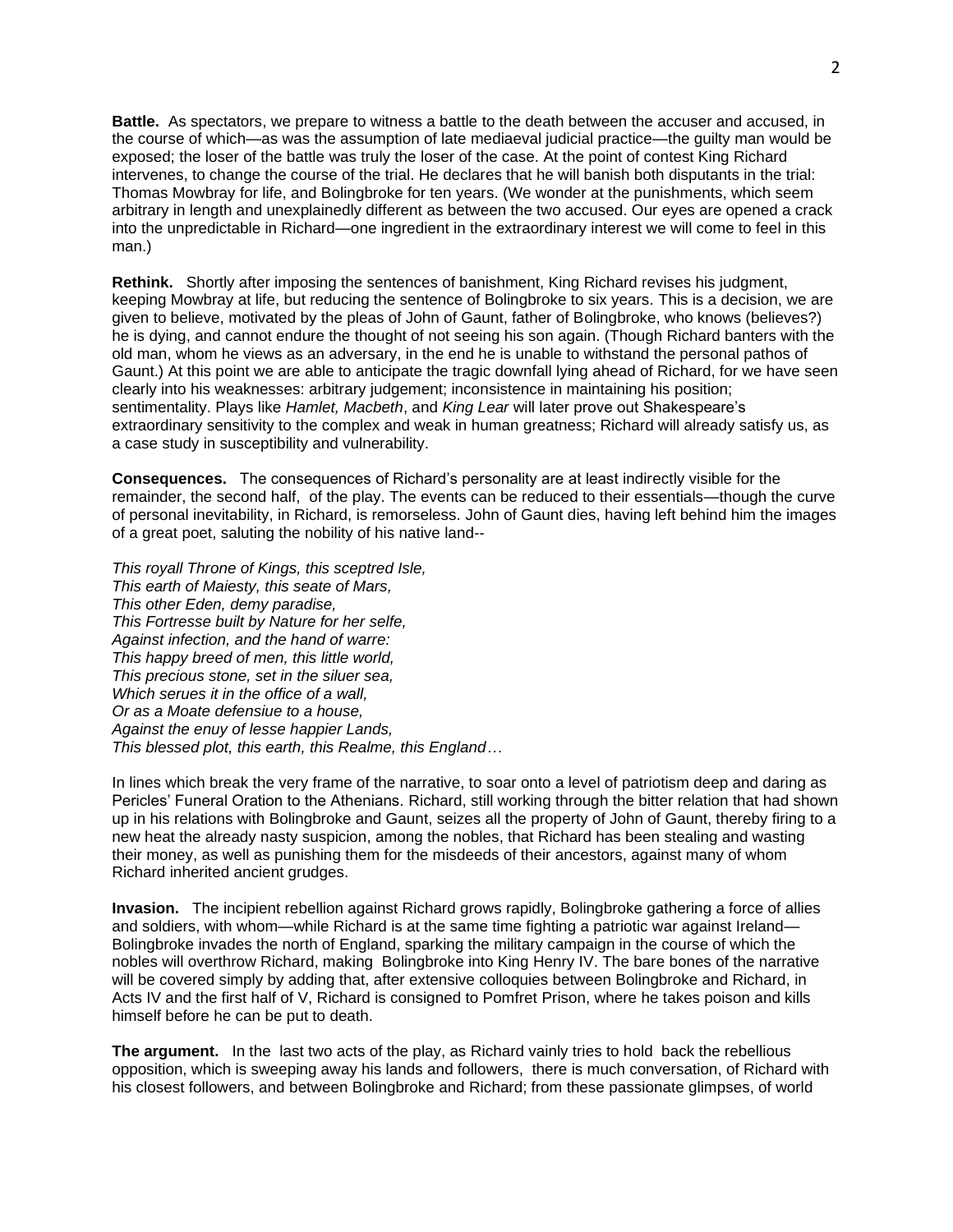**Battle.** As spectators, we prepare to witness a battle to the death between the accuser and accused, in the course of which—as was the assumption of late mediaeval judicial practice—the guilty man would be exposed; the loser of the battle was truly the loser of the case. At the point of contest King Richard intervenes, to change the course of the trial. He declares that he will banish both disputants in the trial: Thomas Mowbray for life, and Bolingbroke for ten years. (We wonder at the punishments, which seem arbitrary in length and unexplainedly different as between the two accused. Our eyes are opened a crack into the unpredictable in Richard—one ingredient in the extraordinary interest we will come to feel in this man.)

**Rethink.** Shortly after imposing the sentences of banishment, King Richard revises his judgment, keeping Mowbray at life, but reducing the sentence of Bolingbroke to six years. This is a decision, we are given to believe, motivated by the pleas of John of Gaunt, father of Bolingbroke, who knows (believes?) he is dying, and cannot endure the thought of not seeing his son again. (Though Richard banters with the old man, whom he views as an adversary, in the end he is unable to withstand the personal pathos of Gaunt.) At this point we are able to anticipate the tragic downfall lying ahead of Richard, for we have seen clearly into his weaknesses: arbitrary judgement; inconsistence in maintaining his position; sentimentality. Plays like *Hamlet, Macbeth*, and *King Lear* will later prove out Shakespeare's extraordinary sensitivity to the complex and weak in human greatness; Richard will already satisfy us, as a case study in susceptibility and vulnerability.

**Consequences.** The consequences of Richard's personality are at least indirectly visible for the remainder, the second half, of the play. The events can be reduced to their essentials—though the curve of personal inevitability, in Richard, is remorseless. John of Gaunt dies, having left behind him the images of a great poet, saluting the nobility of his native land--

*This royall Throne of Kings, this sceptred Isle,*
*This earth of Maiesty, this seate of Mars,*
*This other Eden, demy paradise,*
*This Fortresse built by Nature for her selfe,*
*Against infection, and the hand of warre:*
*This happy breed of men, this little world,*
*This precious stone, set in the siluer sea,*
*Which serues it in the office of a wall,*
*Or as a Moate defensiue to a house,*
*Against the enuy of lesse happier Lands,*
*This blessed plot, this earth, this Realme, this England…*

In lines which break the very frame of the narrative, to soar onto a level of patriotism deep and daring as Pericles' Funeral Oration to the Athenians. Richard, still working through the bitter relation that had shown up in his relations with Bolingbroke and Gaunt, seizes all the property of John of Gaunt, thereby firing to a new heat the already nasty suspicion, among the nobles, that Richard has been stealing and wasting their money, as well as punishing them for the misdeeds of their ancestors, against many of whom Richard inherited ancient grudges.

**Invasion.** The incipient rebellion against Richard grows rapidly, Bolingbroke gathering a force of allies and soldiers, with whom—while Richard is at the same time fighting a patriotic war against Ireland—Bolingbroke invades the north of England, sparking the military campaign in the course of which the nobles will overthrow Richard, making Bolingbroke into King Henry IV. The bare bones of the narrative will be covered simply by adding that, after extensive colloquies between Bolingbroke and Richard, in Acts IV and the first half of V, Richard is consigned to Pomfret Prison, where he takes poison and kills himself before he can be put to death.

**The argument.** In the last two acts of the play, as Richard vainly tries to hold back the rebellious opposition, which is sweeping away his lands and followers, there is much conversation, of Richard with his closest followers, and between Bolingbroke and Richard; from these passionate glimpses, of world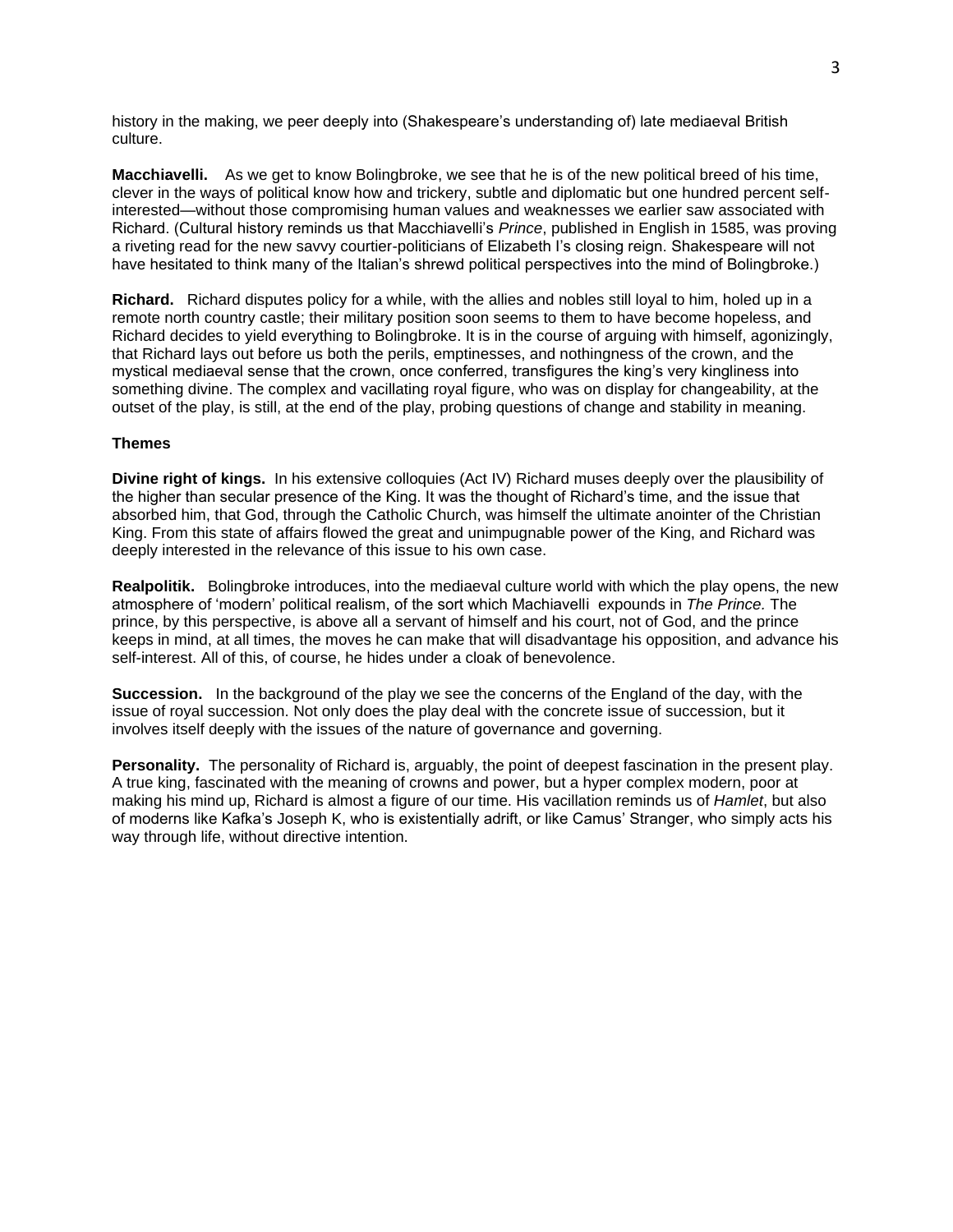history in the making, we peer deeply into (Shakespeare's understanding of) late mediaeval British culture.

**Macchiavelli.** As we get to know Bolingbroke, we see that he is of the new political breed of his time, clever in the ways of political know how and trickery, subtle and diplomatic but one hundred percent self-interested—without those compromising human values and weaknesses we earlier saw associated with Richard. (Cultural history reminds us that Macchiavelli's *Prince*, published in English in 1585, was proving a riveting read for the new savvy courtier-politicians of Elizabeth I's closing reign. Shakespeare will not have hesitated to think many of the Italian's shrewd political perspectives into the mind of Bolingbroke.)

**Richard.** Richard disputes policy for a while, with the allies and nobles still loyal to him, holed up in a remote north country castle; their military position soon seems to them to have become hopeless, and Richard decides to yield everything to Bolingbroke. It is in the course of arguing with himself, agonizingly, that Richard lays out before us both the perils, emptinesses, and nothingness of the crown, and the mystical mediaeval sense that the crown, once conferred, transfigures the king's very kingliness into something divine. The complex and vacillating royal figure, who was on display for changeability, at the outset of the play, is still, at the end of the play, probing questions of change and stability in meaning.

**Themes**

**Divine right of kings.** In his extensive colloquies (Act IV) Richard muses deeply over the plausibility of the higher than secular presence of the King. It was the thought of Richard's time, and the issue that absorbed him, that God, through the Catholic Church, was himself the ultimate anointer of the Christian King. From this state of affairs flowed the great and unimpugnable power of the King, and Richard was deeply interested in the relevance of this issue to his own case.

**Realpolitik.** Bolingbroke introduces, into the mediaeval culture world with which the play opens, the new atmosphere of 'modern' political realism, of the sort which Machiavelli expounds in *The Prince.* The prince, by this perspective, is above all a servant of himself and his court, not of God, and the prince keeps in mind, at all times, the moves he can make that will disadvantage his opposition, and advance his self-interest. All of this, of course, he hides under a cloak of benevolence.

**Succession.** In the background of the play we see the concerns of the England of the day, with the issue of royal succession. Not only does the play deal with the concrete issue of succession, but it involves itself deeply with the issues of the nature of governance and governing.

**Personality.** The personality of Richard is, arguably, the point of deepest fascination in the present play. A true king, fascinated with the meaning of crowns and power, but a hyper complex modern, poor at making his mind up, Richard is almost a figure of our time. His vacillation reminds us of *Hamlet*, but also of moderns like Kafka's Joseph K, who is existentially adrift, or like Camus' Stranger, who simply acts his way through life, without directive intention.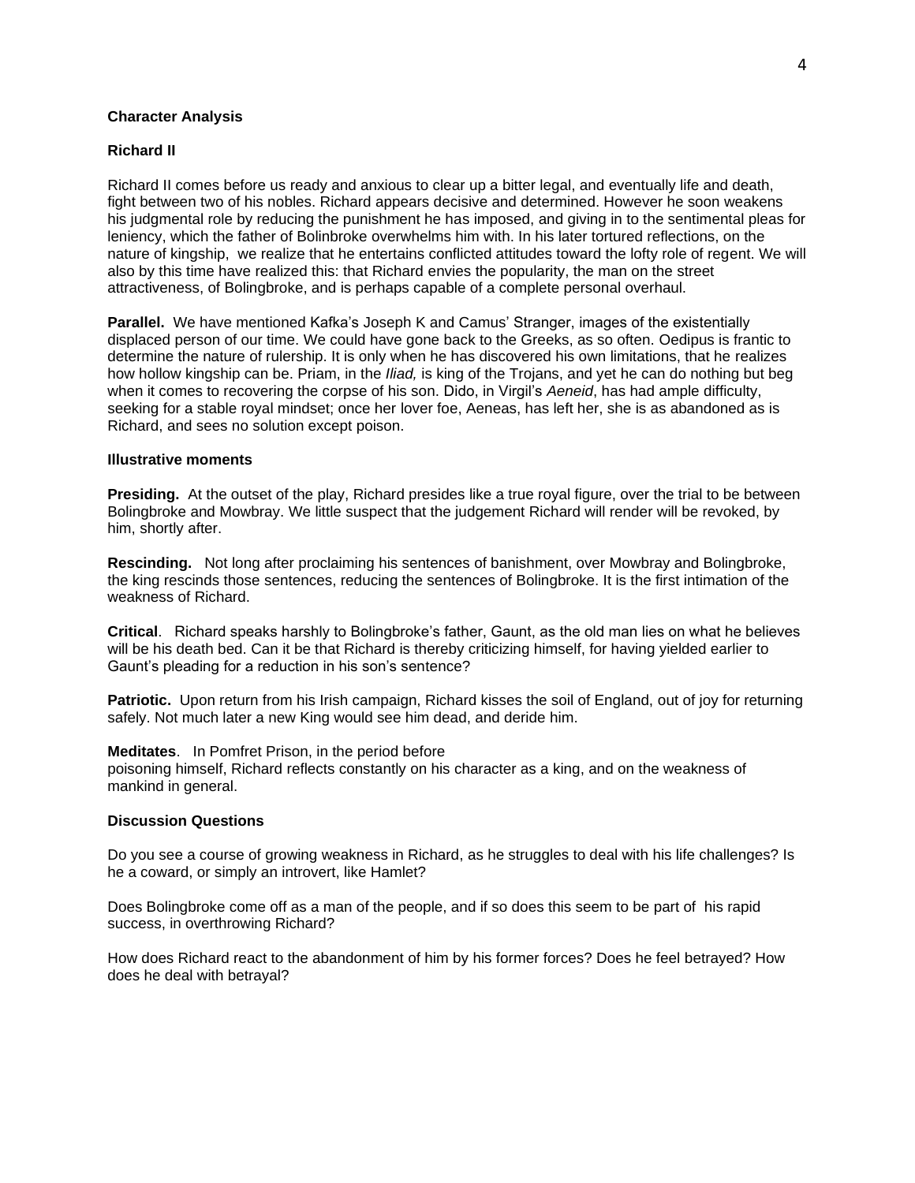**Character Analysis**

**Richard II**

Richard II comes before us ready and anxious to clear up a bitter legal, and eventually life and death, fight between two of his nobles. Richard appears decisive and determined. However he soon weakens his judgmental role by reducing the punishment he has imposed, and giving in to the sentimental pleas for leniency, which the father of Bolinbroke overwhelms him with. In his later tortured reflections, on the nature of kingship, we realize that he entertains conflicted attitudes toward the lofty role of regent. We will also by this time have realized this: that Richard envies the popularity, the man on the street attractiveness, of Bolingbroke, and is perhaps capable of a complete personal overhaul.

**Parallel.** We have mentioned Kafka's Joseph K and Camus' Stranger, images of the existentially displaced person of our time. We could have gone back to the Greeks, as so often. Oedipus is frantic to determine the nature of rulership. It is only when he has discovered his own limitations, that he realizes how hollow kingship can be. Priam, in the *Iliad,* is king of the Trojans, and yet he can do nothing but beg when it comes to recovering the corpse of his son. Dido, in Virgil's *Aeneid*, has had ample difficulty, seeking for a stable royal mindset; once her lover foe, Aeneas, has left her, she is as abandoned as is Richard, and sees no solution except poison.

**Illustrative moments**

**Presiding.** At the outset of the play, Richard presides like a true royal figure, over the trial to be between Bolingbroke and Mowbray. We little suspect that the judgement Richard will render will be revoked, by him, shortly after.

**Rescinding.** Not long after proclaiming his sentences of banishment, over Mowbray and Bolingbroke, the king rescinds those sentences, reducing the sentences of Bolingbroke. It is the first intimation of the weakness of Richard.

**Critical**. Richard speaks harshly to Bolingbroke's father, Gaunt, as the old man lies on what he believes will be his death bed. Can it be that Richard is thereby criticizing himself, for having yielded earlier to Gaunt's pleading for a reduction in his son's sentence?

**Patriotic.** Upon return from his Irish campaign, Richard kisses the soil of England, out of joy for returning safely. Not much later a new King would see him dead, and deride him.

**Meditates**. In Pomfret Prison, in the period before poisoning himself, Richard reflects constantly on his character as a king, and on the weakness of mankind in general.

**Discussion Questions**

Do you see a course of growing weakness in Richard, as he struggles to deal with his life challenges? Is he a coward, or simply an introvert, like Hamlet?

Does Bolingbroke come off as a man of the people, and if so does this seem to be part of his rapid success, in overthrowing Richard?

How does Richard react to the abandonment of him by his former forces? Does he feel betrayed? How does he deal with betrayal?